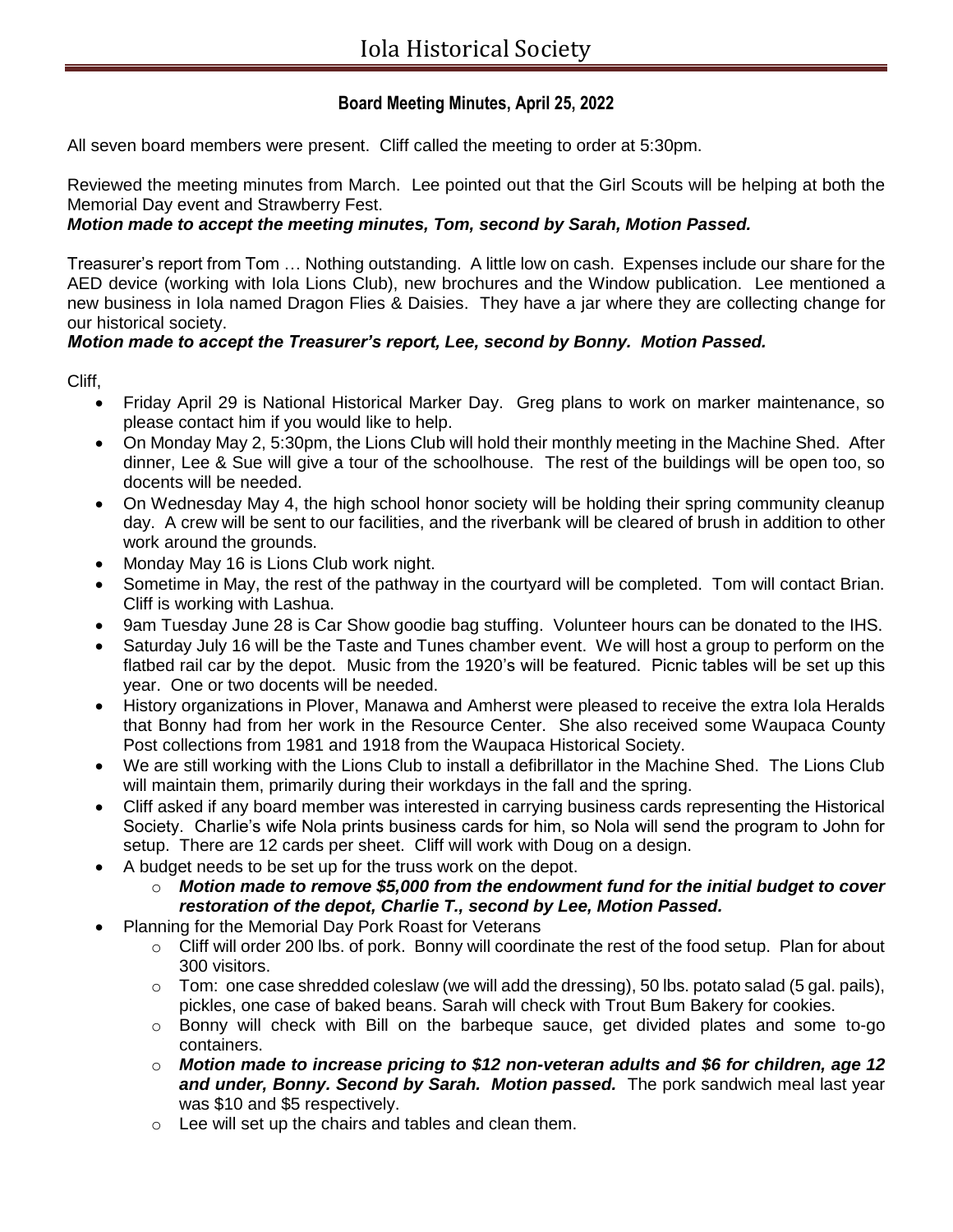# Iola Historical Society

## Board Meeting Minutes, April 25, 2022

All seven board members were present. Cliff called the meeting to order at 5:30pm.

Reviewed the meeting minutes from March. Lee pointed out that the Girl Scouts will be helping at both the Memorial Day event and Strawberry Fest.

***Motion made to accept the meeting minutes, Tom, second by Sarah, Motion Passed.***

Treasurer's report from Tom … Nothing outstanding. A little low on cash. Expenses include our share for the AED device (working with Iola Lions Club), new brochures and the Window publication. Lee mentioned a new business in Iola named Dragon Flies & Daisies. They have a jar where they are collecting change for our historical society.

***Motion made to accept the Treasurer's report, Lee, second by Bonny. Motion Passed.***

Cliff,

- Friday April 29 is National Historical Marker Day. Greg plans to work on marker maintenance, so please contact him if you would like to help.
- On Monday May 2, 5:30pm, the Lions Club will hold their monthly meeting in the Machine Shed. After dinner, Lee & Sue will give a tour of the schoolhouse. The rest of the buildings will be open too, so docents will be needed.
- On Wednesday May 4, the high school honor society will be holding their spring community cleanup day. A crew will be sent to our facilities, and the riverbank will be cleared of brush in addition to other work around the grounds.
- Monday May 16 is Lions Club work night.
- Sometime in May, the rest of the pathway in the courtyard will be completed. Tom will contact Brian. Cliff is working with Lashua.
- 9am Tuesday June 28 is Car Show goodie bag stuffing. Volunteer hours can be donated to the IHS.
- Saturday July 16 will be the Taste and Tunes chamber event. We will host a group to perform on the flatbed rail car by the depot. Music from the 1920's will be featured. Picnic tables will be set up this year. One or two docents will be needed.
- History organizations in Plover, Manawa and Amherst were pleased to receive the extra Iola Heralds that Bonny had from her work in the Resource Center. She also received some Waupaca County Post collections from 1981 and 1918 from the Waupaca Historical Society.
- We are still working with the Lions Club to install a defibrillator in the Machine Shed. The Lions Club will maintain them, primarily during their workdays in the fall and the spring.
- Cliff asked if any board member was interested in carrying business cards representing the Historical Society. Charlie's wife Nola prints business cards for him, so Nola will send the program to John for setup. There are 12 cards per sheet. Cliff will work with Doug on a design.
- A budget needs to be set up for the truss work on the depot.
  - ***Motion made to remove $5,000 from the endowment fund for the initial budget to cover restoration of the depot, Charlie T., second by Lee, Motion Passed.***
- Planning for the Memorial Day Pork Roast for Veterans
  - Cliff will order 200 lbs. of pork. Bonny will coordinate the rest of the food setup. Plan for about 300 visitors.
  - Tom: one case shredded coleslaw (we will add the dressing), 50 lbs. potato salad (5 gal. pails), pickles, one case of baked beans. Sarah will check with Trout Bum Bakery for cookies.
  - Bonny will check with Bill on the barbeque sauce, get divided plates and some to-go containers.
  - ***Motion made to increase pricing to $12 non-veteran adults and $6 for children, age 12 and under, Bonny. Second by Sarah. Motion passed.*** The pork sandwich meal last year was $10 and $5 respectively.
  - Lee will set up the chairs and tables and clean them.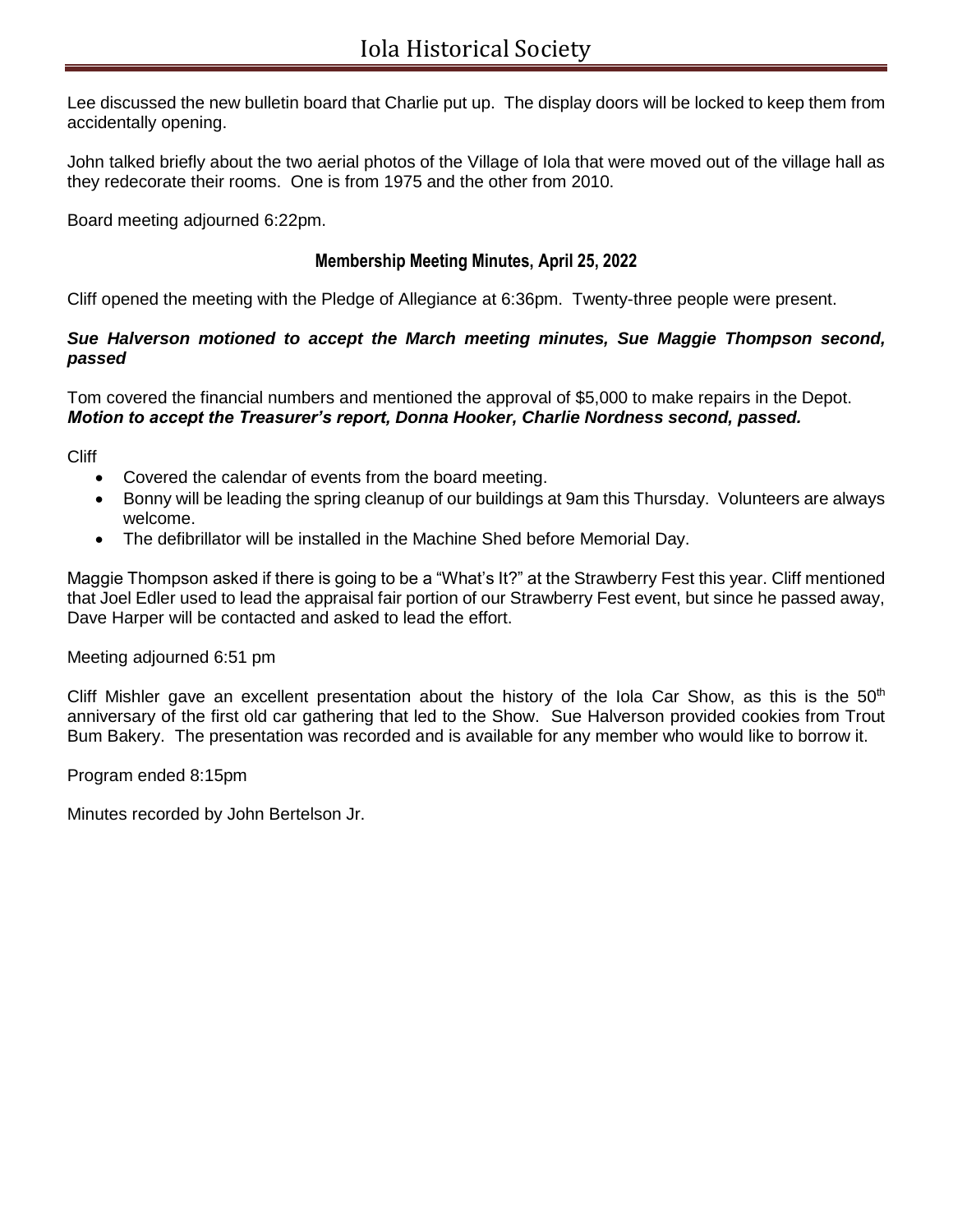Lee discussed the new bulletin board that Charlie put up. The display doors will be locked to keep them from accidentally opening.

John talked briefly about the two aerial photos of the Village of Iola that were moved out of the village hall as they redecorate their rooms. One is from 1975 and the other from 2010.

Board meeting adjourned 6:22pm.

## Membership Meeting Minutes, April 25, 2022

Cliff opened the meeting with the Pledge of Allegiance at 6:36pm. Twenty-three people were present.

***Sue Halverson motioned to accept the March meeting minutes, Sue Maggie Thompson second, passed***

Tom covered the financial numbers and mentioned the approval of $5,000 to make repairs in the Depot.
***Motion to accept the Treasurer's report, Donna Hooker, Charlie Nordness second, passed.***

Cliff

- Covered the calendar of events from the board meeting.
- Bonny will be leading the spring cleanup of our buildings at 9am this Thursday. Volunteers are always welcome.
- The defibrillator will be installed in the Machine Shed before Memorial Day.

Maggie Thompson asked if there is going to be a "What's It?" at the Strawberry Fest this year. Cliff mentioned that Joel Edler used to lead the appraisal fair portion of our Strawberry Fest event, but since he passed away, Dave Harper will be contacted and asked to lead the effort.

Meeting adjourned 6:51 pm

Cliff Mishler gave an excellent presentation about the history of the Iola Car Show, as this is the 50th anniversary of the first old car gathering that led to the Show. Sue Halverson provided cookies from Trout Bum Bakery. The presentation was recorded and is available for any member who would like to borrow it.

Program ended 8:15pm

Minutes recorded by John Bertelson Jr.